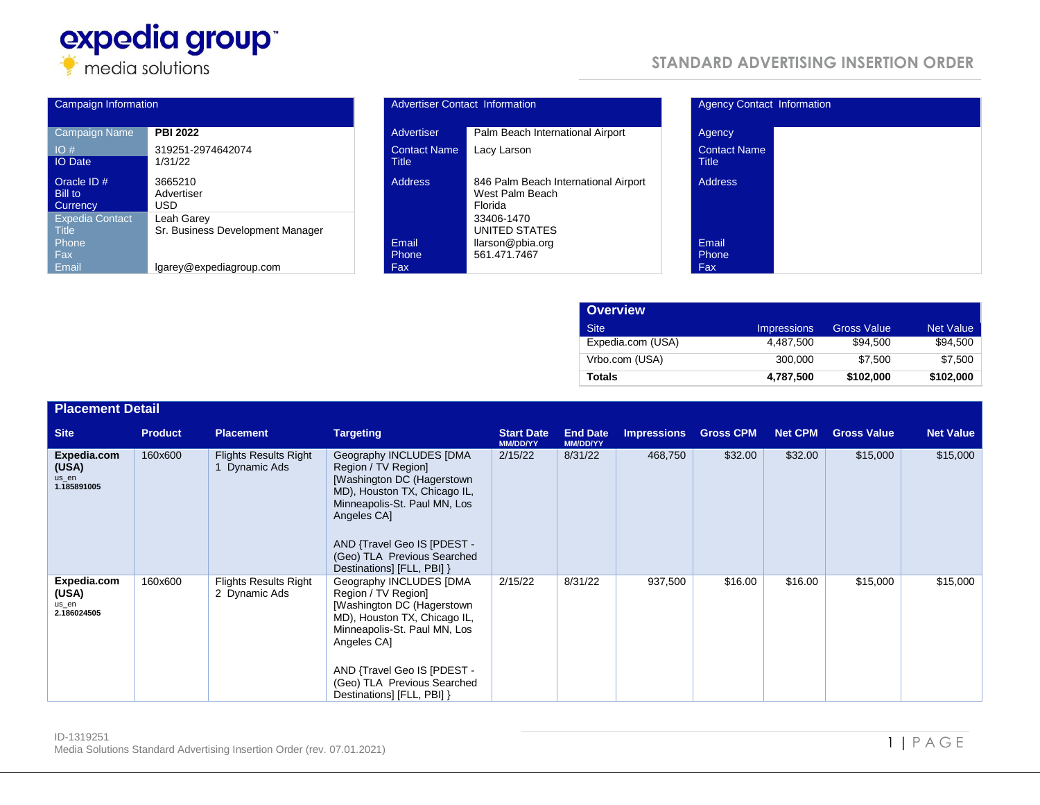expedia group™
media solutions

# STANDARD ADVERTISING INSERTION ORDER

| Campaign Information | |
|---|---|
| Campaign Name | **PBI 2022** |
| IO # | 319251-2974642074 |
| IO Date | 1/31/22 |
| Oracle ID # | 3665210 |
| Bill to | Advertiser |
| Currency | USD |
| Expedia Contact | Leah Garey |
| Title | Sr. Business Development Manager |
| Phone | |
| Fax | |
| Email | lgarey@expediagroup.com |

| Advertiser Contact Information | |
|---|---|
| Advertiser | Palm Beach International Airport |
| Contact Name | Lacy Larson |
| Title | |
| Address | 846 Palm Beach International Airport<br>West Palm Beach<br>Florida<br>33406-1470<br>UNITED STATES |
| Email | llarson@pbia.org |
| Phone | 561.471.7467 |
| Fax | |

| Agency Contact Information | |
|---|---|
| Agency | |
| Contact Name | |
| Title | |
| Address | |
| Email | |
| Phone | |
| Fax | |

## Overview

| Site | Impressions | Gross Value | Net Value |
|---|---|---|---|
| Expedia.com (USA) | 4,487,500 | $94,500 | $94,500 |
| Vrbo.com (USA) | 300,000 | $7,500 | $7,500 |
| **Totals** | **4,787,500** | **$102,000** | **$102,000** |

## Placement Detail

| Site | Product | Placement | Targeting | Start Date MM/DD/YY | End Date MM/DD/YY | Impressions | Gross CPM | Net CPM | Gross Value | Net Value |
|---|---|---|---|---|---|---|---|---|---|---|
| **Expedia.com (USA)**<br>us_en<br>**1.185891005** | 160x600 | Flights Results Right 1 Dynamic Ads | Geography INCLUDES [DMA Region / TV Region] [Washington DC (Hagerstown MD), Houston TX, Chicago IL, Minneapolis-St. Paul MN, Los Angeles CA]<br><br>AND {Travel Geo IS [PDEST - (Geo) TLA Previous Searched Destinations] [FLL, PBI] } | 2/15/22 | 8/31/22 | 468,750 | $32.00 | $32.00 | $15,000 | $15,000 |
| **Expedia.com (USA)**<br>us_en<br>**2.186024505** | 160x600 | Flights Results Right 2 Dynamic Ads | Geography INCLUDES [DMA Region / TV Region] [Washington DC (Hagerstown MD), Houston TX, Chicago IL, Minneapolis-St. Paul MN, Los Angeles CA]<br><br>AND {Travel Geo IS [PDEST - (Geo) TLA Previous Searched Destinations] [FLL, PBI] } | 2/15/22 | 8/31/22 | 937,500 | $16.00 | $16.00 | $15,000 | $15,000 |

ID-1319251
Media Solutions Standard Advertising Insertion Order (rev. 07.01.2021)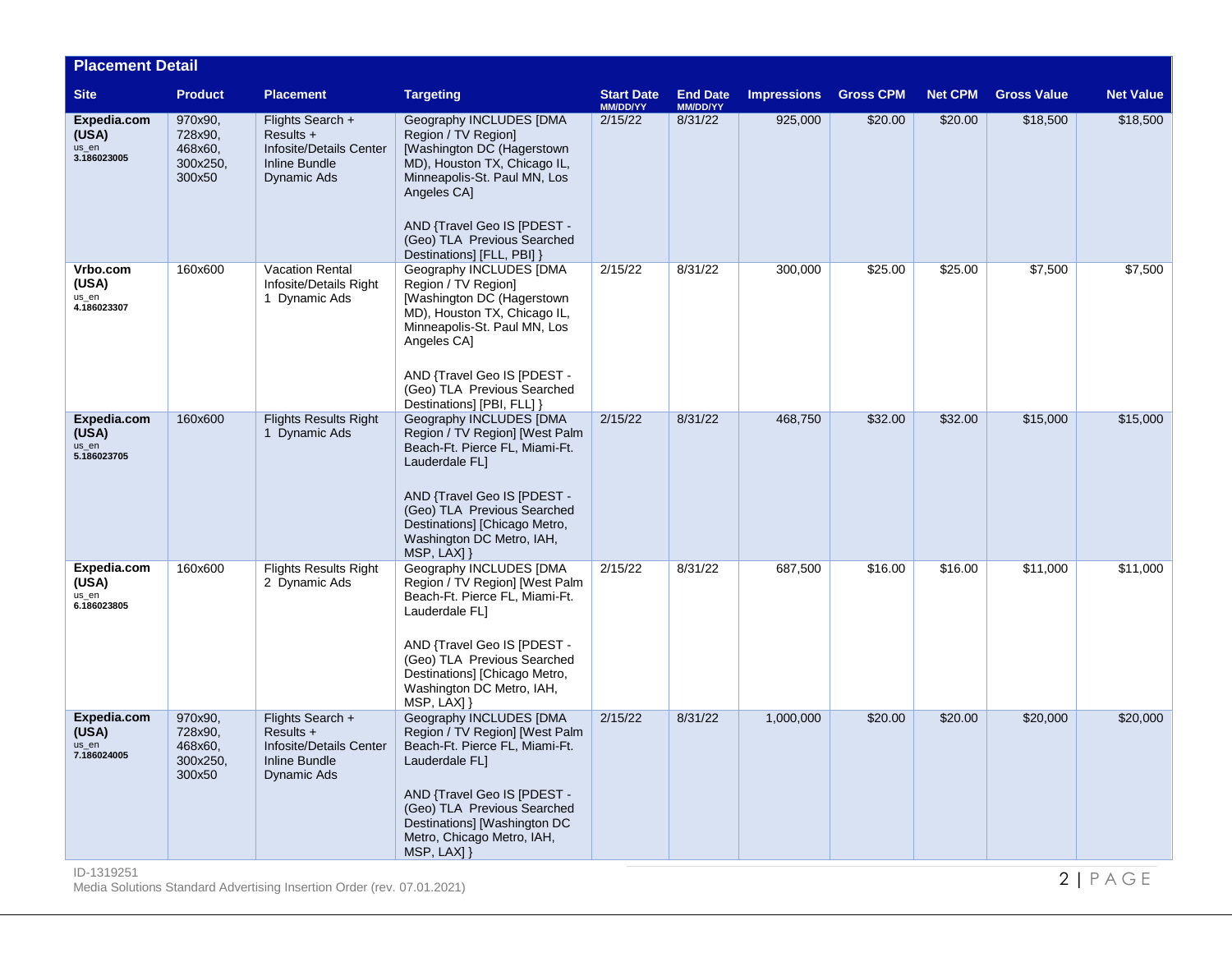## Placement Detail

| Site | Product | Placement | Targeting | Start Date MM/DD/YY | End Date MM/DD/YY | Impressions | Gross CPM | Net CPM | Gross Value | Net Value |
|---|---|---|---|---|---|---|---|---|---|---|
| **Expedia.com (USA)** us_en **3.186023005** | 970x90, 728x90, 468x60, 300x250, 300x50 | Flights Search + Results + Infosite/Details Center Inline Bundle Dynamic Ads | Geography INCLUDES [DMA Region / TV Region] [Washington DC (Hagerstown MD), Houston TX, Chicago IL, Minneapolis-St. Paul MN, Los Angeles CA] AND {Travel Geo IS [PDEST - (Geo) TLA Previous Searched Destinations] [FLL, PBI] } | 2/15/22 | 8/31/22 | 925,000 | $20.00 | $20.00 | $18,500 | $18,500 |
| **Vrbo.com (USA)** us_en **4.186023307** | 160x600 | Vacation Rental Infosite/Details Right 1 Dynamic Ads | Geography INCLUDES [DMA Region / TV Region] [Washington DC (Hagerstown MD), Houston TX, Chicago IL, Minneapolis-St. Paul MN, Los Angeles CA] AND {Travel Geo IS [PDEST - (Geo) TLA Previous Searched Destinations] [PBI, FLL] } | 2/15/22 | 8/31/22 | 300,000 | $25.00 | $25.00 | $7,500 | $7,500 |
| **Expedia.com (USA)** us_en **5.186023705** | 160x600 | Flights Results Right 1 Dynamic Ads | Geography INCLUDES [DMA Region / TV Region] [West Palm Beach-Ft. Pierce FL, Miami-Ft. Lauderdale FL] AND {Travel Geo IS [PDEST - (Geo) TLA Previous Searched Destinations] [Chicago Metro, Washington DC Metro, IAH, MSP, LAX] } | 2/15/22 | 8/31/22 | 468,750 | $32.00 | $32.00 | $15,000 | $15,000 |
| **Expedia.com (USA)** us_en **6.186023805** | 160x600 | Flights Results Right 2 Dynamic Ads | Geography INCLUDES [DMA Region / TV Region] [West Palm Beach-Ft. Pierce FL, Miami-Ft. Lauderdale FL] AND {Travel Geo IS [PDEST - (Geo) TLA Previous Searched Destinations] [Chicago Metro, Washington DC Metro, IAH, MSP, LAX] } | 2/15/22 | 8/31/22 | 687,500 | $16.00 | $16.00 | $11,000 | $11,000 |
| **Expedia.com (USA)** us_en **7.186024005** | 970x90, 728x90, 468x60, 300x250, 300x50 | Flights Search + Results + Infosite/Details Center Inline Bundle Dynamic Ads | Geography INCLUDES [DMA Region / TV Region] [West Palm Beach-Ft. Pierce FL, Miami-Ft. Lauderdale FL] AND {Travel Geo IS [PDEST - (Geo) TLA Previous Searched Destinations] [Washington DC Metro, Chicago Metro, IAH, MSP, LAX] } | 2/15/22 | 8/31/22 | 1,000,000 | $20.00 | $20.00 | $20,000 | $20,000 |

ID-1319251
Media Solutions Standard Advertising Insertion Order (rev. 07.01.2021)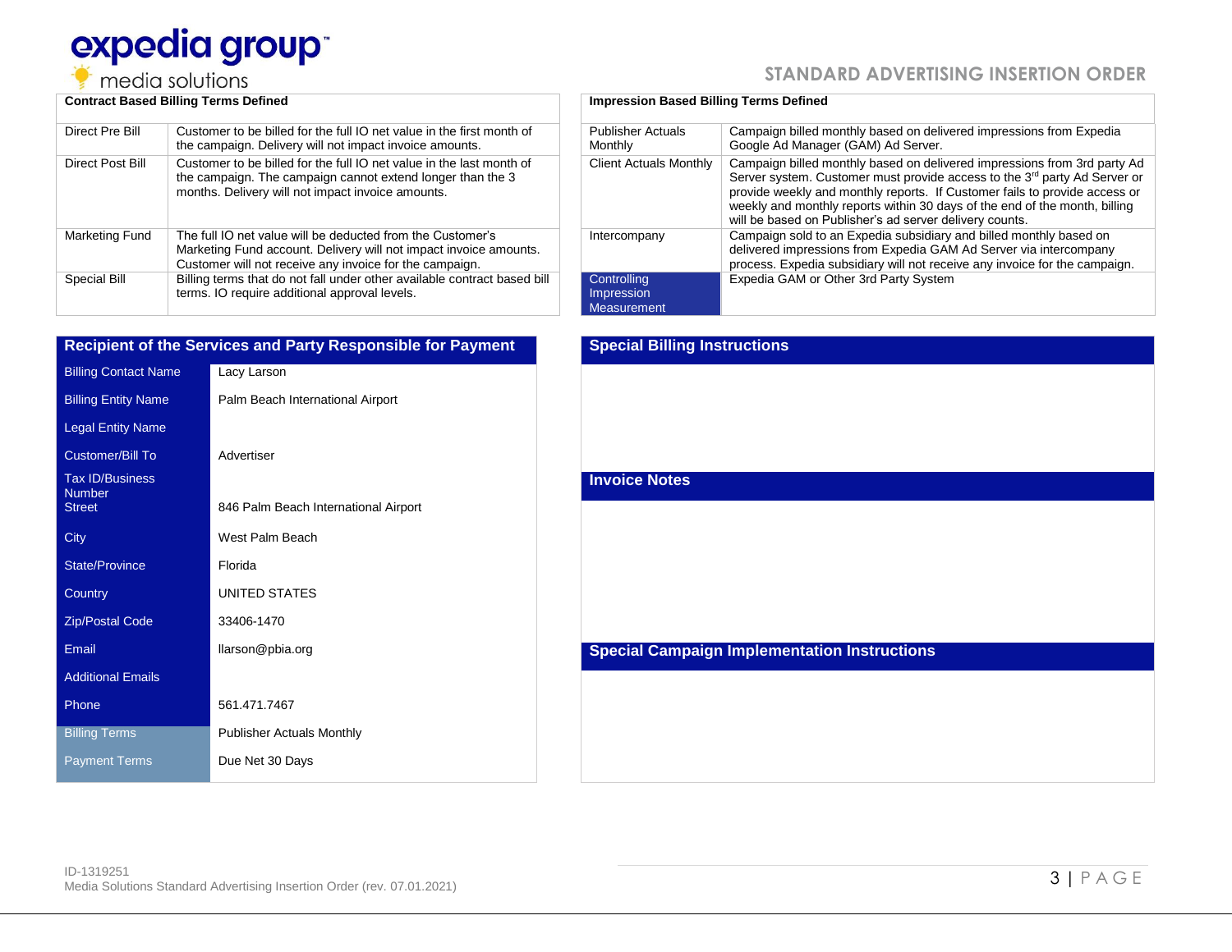# STANDARD ADVERTISING INSERTION ORDER

| Contract Based Billing Terms Defined | |
|---|---|
| Direct Pre Bill | Customer to be billed for the full IO net value in the first month of the campaign. Delivery will not impact invoice amounts. |
| Direct Post Bill | Customer to be billed for the full IO net value in the last month of the campaign. The campaign cannot extend longer than the 3 months. Delivery will not impact invoice amounts. |
| Marketing Fund | The full IO net value will be deducted from the Customer's Marketing Fund account. Delivery will not impact invoice amounts. Customer will not receive any invoice for the campaign. |
| Special Bill | Billing terms that do not fall under other available contract based bill terms. IO require additional approval levels. |

| Impression Based Billing Terms Defined | |
|---|---|
| Publisher Actuals Monthly | Campaign billed monthly based on delivered impressions from Expedia Google Ad Manager (GAM) Ad Server. |
| Client Actuals Monthly | Campaign billed monthly based on delivered impressions from 3rd party Ad Server system. Customer must provide access to the 3rd party Ad Server or provide weekly and monthly reports. If Customer fails to provide access or weekly and monthly reports within 30 days of the end of the month, billing will be based on Publisher's ad server delivery counts. |
| Intercompany | Campaign sold to an Expedia subsidiary and billed monthly based on delivered impressions from Expedia GAM Ad Server via intercompany process. Expedia subsidiary will not receive any invoice for the campaign. |
| Controlling Impression Measurement | Expedia GAM or Other 3rd Party System |

## Recipient of the Services and Party Responsible for Payment

| Field | Value |
|---|---|
| Billing Contact Name | Lacy Larson |
| Billing Entity Name | Palm Beach International Airport |
| Legal Entity Name | |
| Customer/Bill To | Advertiser |
| Tax ID/Business Number | |
| Street | 846 Palm Beach International Airport |
| City | West Palm Beach |
| State/Province | Florida |
| Country | UNITED STATES |
| Zip/Postal Code | 33406-1470 |
| Email | llarson@pbia.org |
| Additional Emails | |
| Phone | 561.471.7467 |
| Billing Terms | Publisher Actuals Monthly |
| Payment Terms | Due Net 30 Days |

## Special Billing Instructions

## Invoice Notes

## Special Campaign Implementation Instructions

ID-1319251
Media Solutions Standard Advertising Insertion Order (rev. 07.01.2021)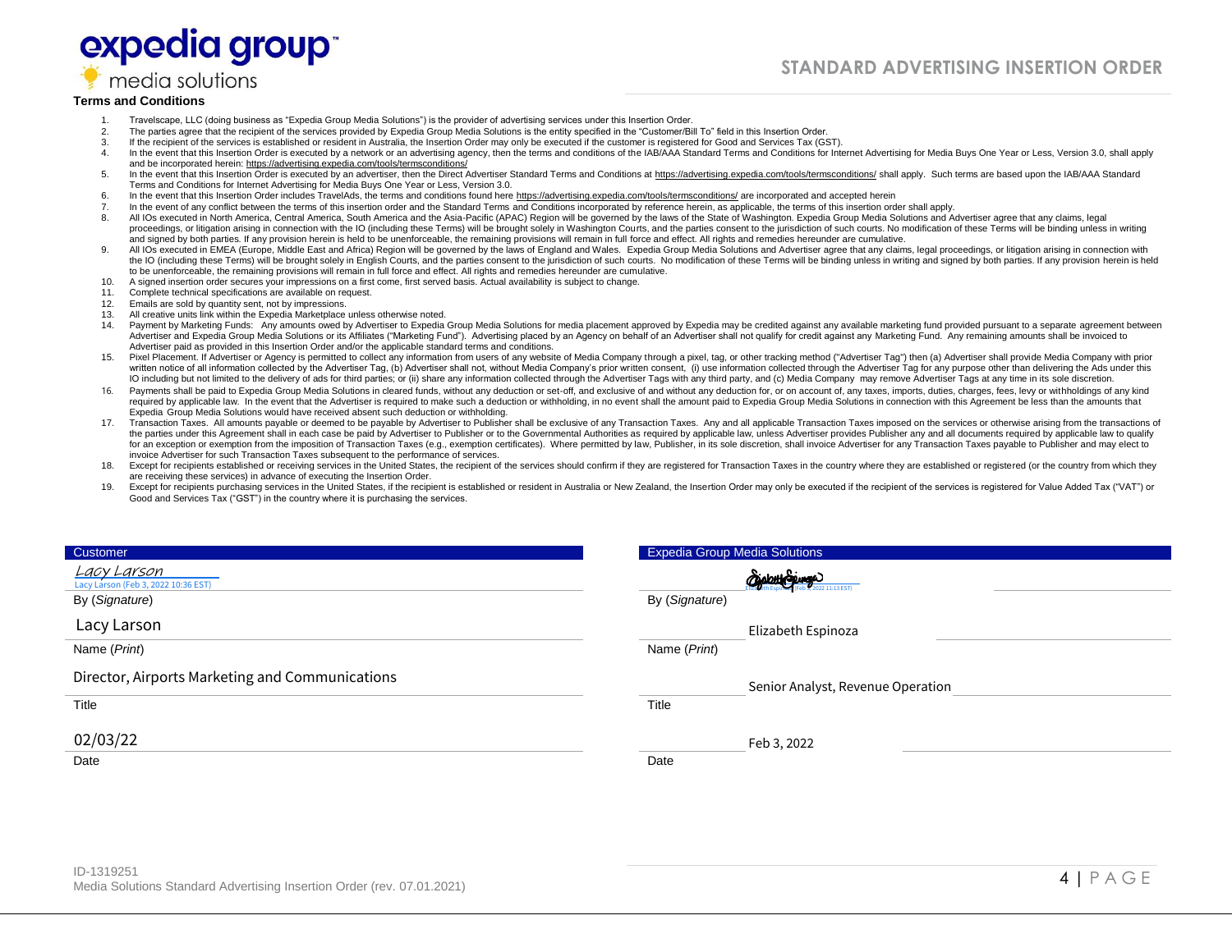# STANDARD ADVERTISING INSERTION ORDER

expedia group™ media solutions

**Terms and Conditions**

1. Travelscape, LLC (doing business as "Expedia Group Media Solutions") is the provider of advertising services under this Insertion Order.
2. The parties agree that the recipient of the services provided by Expedia Group Media Solutions is the entity specified in the "Customer/Bill To" field in this Insertion Order.
3. If the recipient of the services is established or resident in Australia, the Insertion Order may only be executed if the customer is registered for Good and Services Tax (GST).
4. In the event that this Insertion Order is executed by a network or an advertising agency, then the terms and conditions of the IAB/AAA Standard Terms and Conditions for Internet Advertising for Media Buys One Year or Less, Version 3.0, shall apply and be incorporated herein: https://advertising.expedia.com/tools/termsconditions/
5. In the event that this Insertion Order is executed by an advertiser, then the Direct Advertiser Standard Terms and Conditions at https://advertising.expedia.com/tools/termsconditions/ shall apply. Such terms are based upon the IAB/AAA Standard Terms and Conditions for Internet Advertising for Media Buys One Year or Less, Version 3.0.
6. In the event that this Insertion Order includes TravelAds, the terms and conditions found here https://advertising.expedia.com/tools/termsconditions/ are incorporated and accepted herein
7. In the event of any conflict between the terms of this insertion order and the Standard Terms and Conditions incorporated by reference herein, as applicable, the terms of this insertion order shall apply.
8. All IOs executed in North America, Central America, South America and the Asia-Pacific (APAC) Region will be governed by the laws of the State of Washington. Expedia Group Media Solutions and Advertiser agree that any claims, legal proceedings, or litigation arising in connection with the IO (including these Terms) will be brought solely in Washington Courts, and the parties consent to the jurisdiction of such courts. No modification of these Terms will be binding unless in writing and signed by both parties. If any provision herein is held to be unenforceable, the remaining provisions will remain in full force and effect. All rights and remedies hereunder are cumulative.
9. All IOs executed in EMEA (Europe, Middle East and Africa) Region will be governed by the laws of England and Wales. Expedia Group Media Solutions and Advertiser agree that any claims, legal proceedings, or litigation arising in connection with the IO (including these Terms) will be brought solely in English Courts, and the parties consent to the jurisdiction of such courts. No modification of these Terms will be binding unless in writing and signed by both parties. If any provision herein is held to be unenforceable, the remaining provisions will remain in full force and effect. All rights and remedies hereunder are cumulative.
10. A signed insertion order secures your impressions on a first come, first served basis. Actual availability is subject to change.
11. Complete technical specifications are available on request.
12. Emails are sold by quantity sent, not by impressions.
13. All creative units link within the Expedia Marketplace unless otherwise noted.
14. Payment by Marketing Funds: Any amounts owed by Advertiser to Expedia Group Media Solutions for media placement approved by Expedia may be credited against any available marketing fund provided pursuant to a separate agreement between Advertiser and Expedia Group Media Solutions or its Affiliates ("Marketing Fund"). Advertising placed by an Agency on behalf of an Advertiser shall not qualify for credit against any Marketing Fund. Any remaining amounts shall be invoiced to Advertiser paid as provided in this Insertion Order and/or the applicable standard terms and conditions.
15. Pixel Placement. If Advertiser or Agency is permitted to collect any information from users of any website of Media Company through a pixel, tag, or other tracking method ("Advertiser Tag") then (a) Advertiser shall provide Media Company with prior written notice of all information collected by the Advertiser Tag, (b) Advertiser shall not, without Media Company's prior written consent, (i) use information collected through the Advertiser Tag for any purpose other than delivering the Ads under this IO including but not limited to the delivery of ads for third parties; or (ii) share any information collected through the Advertiser Tags with any third party, and (c) Media Company may remove Advertiser Tags at any time in its sole discretion.
16. Payments shall be paid to Expedia Group Media Solutions in cleared funds, without any deduction or set-off, and exclusive of and without any deduction for, or on account of, any taxes, imports, duties, charges, fees, levy or withholdings of any kind required by applicable law. In the event that the Advertiser is required to make such a deduction or withholding, in no event shall the amount paid to Expedia Group Media Solutions in connection with this Agreement be less than the amounts that Expedia Group Media Solutions would have received absent such deduction or withholding.
17. Transaction Taxes. All amounts payable or deemed to be payable by Advertiser to Publisher shall be exclusive of any Transaction Taxes. Any and all applicable Transaction Taxes imposed on the services or otherwise arising from the transactions of the parties under this Agreement shall in each case be paid by Advertiser to Publisher or to the Governmental Authorities as required by applicable law, unless Advertiser provides Publisher any and all documents required by applicable law to qualify for an exception or exemption from the imposition of Transaction Taxes (e.g., exemption certificates). Where permitted by law, Publisher, in its sole discretion, shall invoice Advertiser for any Transaction Taxes payable to Publisher and may elect to invoice Advertiser for such Transaction Taxes subsequent to the performance of services.
18. Except for recipients established or receiving services in the United States, the recipient of the services should confirm if they are registered for Transaction Taxes in the country where they are established or registered (or the country from which they are receiving these services) in advance of executing the Insertion Order.
19. Except for recipients purchasing services in the United States, if the recipient is established or resident in Australia or New Zealand, the Insertion Order may only be executed if the recipient of the services is registered for Value Added Tax ("VAT") or Good and Services Tax ("GST") in the country where it is purchasing the services.

| Customer | Expedia Group Media Solutions |
|---|---|
| Lacy Larson<br>Lacy Larson (Feb 3, 2022 10:36 EST) | Elizabeth Espinoza<br>Elizabeth Espinoza (Feb 3, 2022 11:13 EST) |
| By (*Signature*) | By (*Signature*) |
| Lacy Larson | Elizabeth Espinoza |
| Name (*Print*) | Name (*Print*) |
| Director, Airports Marketing and Communications | Senior Analyst, Revenue Operation |
| Title | Title |
| 02/03/22 | Feb 3, 2022 |
| Date | Date |

ID-1319251
Media Solutions Standard Advertising Insertion Order (rev. 07.01.2021)